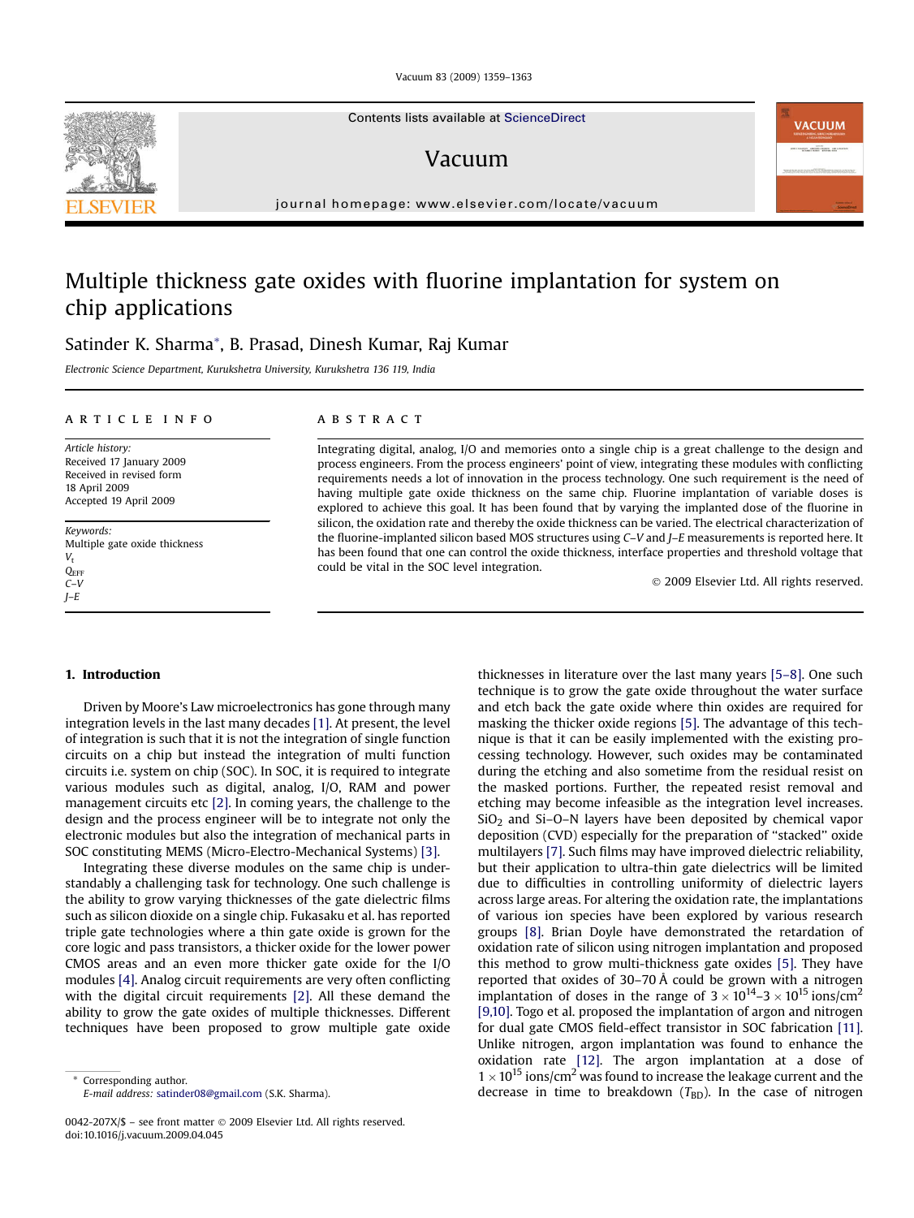# Multiple thickness gate oxides with fluorine implantation for system on chip applications

Satinder K. Sharma*, B. Prasad, Dinesh Kumar, Raj Kumar

*Electronic Science Department, Kurukshetra University, Kurukshetra 136 119, India*

**ARTICLE INFO**

*Article history:*
Received 17 January 2009
Received in revised form
18 April 2009
Accepted 19 April 2009

*Keywords:*
Multiple gate oxide thickness
$V_t$
$Q_{EFF}$
$C$–$V$
$J$–$E$

**ABSTRACT**

Integrating digital, analog, I/O and memories onto a single chip is a great challenge to the design and process engineers. From the process engineers' point of view, integrating these modules with conflicting requirements needs a lot of innovation in the process technology. One such requirement is the need of having multiple gate oxide thickness on the same chip. Fluorine implantation of variable doses is explored to achieve this goal. It has been found that by varying the implanted dose of the fluorine in silicon, the oxidation rate and thereby the oxide thickness can be varied. The electrical characterization of the fluorine-implanted silicon based MOS structures using $C$–$V$ and $J$–$E$ measurements is reported here. It has been found that one can control the oxide thickness, interface properties and threshold voltage that could be vital in the SOC level integration.

© 2009 Elsevier Ltd. All rights reserved.

## 1. Introduction

Driven by Moore's Law microelectronics has gone through many integration levels in the last many decades [1]. At present, the level of integration is such that it is not the integration of single function circuits on a chip but instead the integration of multi function circuits i.e. system on chip (SOC). In SOC, it is required to integrate various modules such as digital, analog, I/O, RAM and power management circuits etc [2]. In coming years, the challenge to the design and the process engineer will be to integrate not only the electronic modules but also the integration of mechanical parts in SOC constituting MEMS (Micro-Electro-Mechanical Systems) [3].

Integrating these diverse modules on the same chip is understandably a challenging task for technology. One such challenge is the ability to grow varying thicknesses of the gate dielectric films such as silicon dioxide on a single chip. Fukasaku et al. has reported triple gate technologies where a thin gate oxide is grown for the core logic and pass transistors, a thicker oxide for the lower power CMOS areas and an even more thicker gate oxide for the I/O modules [4]. Analog circuit requirements are very often conflicting with the digital circuit requirements [2]. All these demand the ability to grow the gate oxides of multiple thicknesses. Different techniques have been proposed to grow multiple gate oxide thicknesses in literature over the last many years [5–8]. One such technique is to grow the gate oxide throughout the water surface and etch back the gate oxide where thin oxides are required for masking the thicker oxide regions [5]. The advantage of this technique is that it can be easily implemented with the existing processing technology. However, such oxides may be contaminated during the etching and also sometime from the residual resist on the masked portions. Further, the repeated resist removal and etching may become infeasible as the integration level increases. $SiO_2$ and Si–O–N layers have been deposited by chemical vapor deposition (CVD) especially for the preparation of "stacked" oxide multilayers [7]. Such films may have improved dielectric reliability, but their application to ultra-thin gate dielectrics will be limited due to difficulties in controlling uniformity of dielectric layers across large areas. For altering the oxidation rate, the implantations of various ion species have been explored by various research groups [8]. Brian Doyle have demonstrated the retardation of oxidation rate of silicon using nitrogen implantation and proposed this method to grow multi-thickness gate oxides [5]. They have reported that oxides of 30–70 Å could be grown with a nitrogen implantation of doses in the range of $3 \times 10^{14}$–$3 \times 10^{15}$ ions/cm$^2$ [9,10]. Togo et al. proposed the implantation of argon and nitrogen for dual gate CMOS field-effect transistor in SOC fabrication [11]. Unlike nitrogen, argon implantation was found to enhance the oxidation rate [12]. The argon implantation at a dose of $1 \times 10^{15}$ ions/cm$^2$ was found to increase the leakage current and the decrease in time to breakdown ($T_{BD}$). In the case of nitrogen

\* Corresponding author.
*E-mail address:* satinder08@gmail.com (S.K. Sharma).

0042-207X/$ – see front matter © 2009 Elsevier Ltd. All rights reserved.
doi:10.1016/j.vacuum.2009.04.045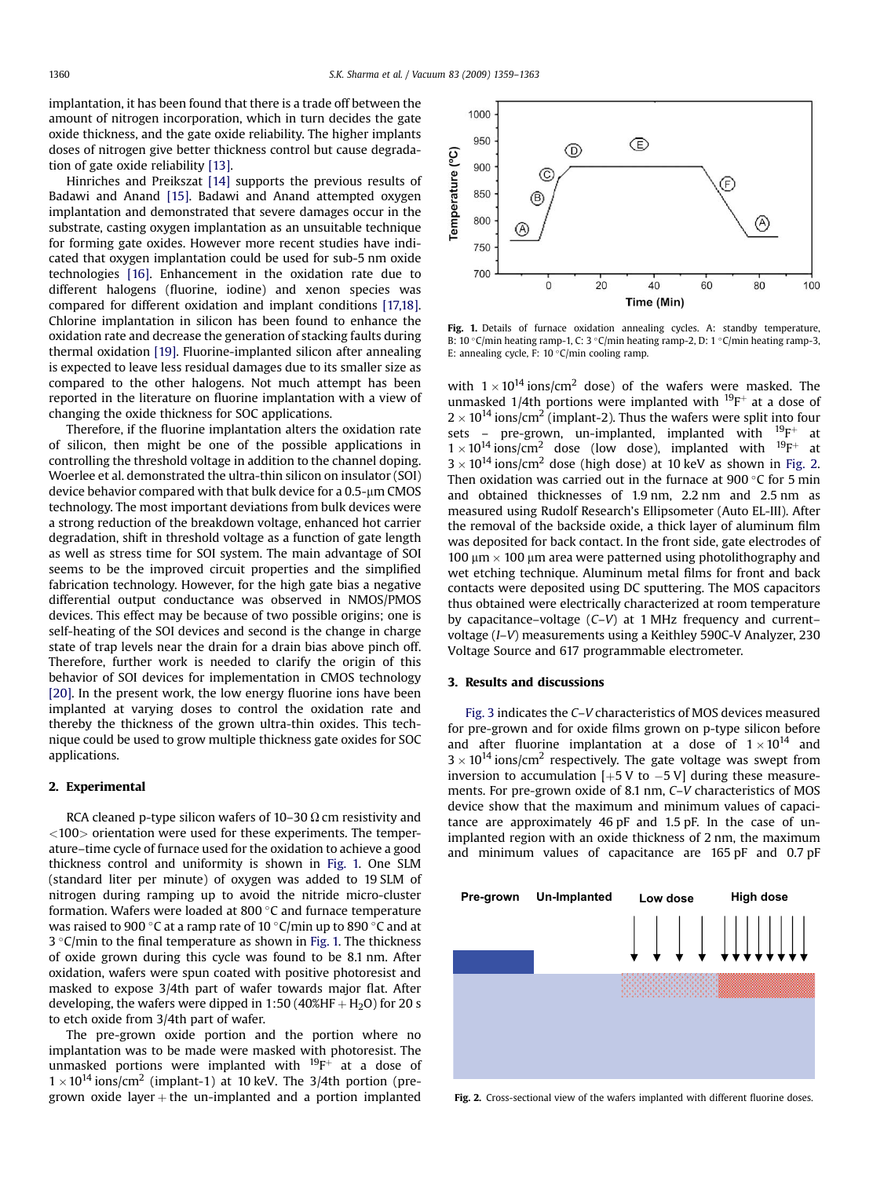implantation, it has been found that there is a trade off between the amount of nitrogen incorporation, which in turn decides the gate oxide thickness, and the gate oxide reliability. The higher implants doses of nitrogen give better thickness control but cause degradation of gate oxide reliability [13].

Hinriches and Preikszat [14] supports the previous results of Badawi and Anand [15]. Badawi and Anand attempted oxygen implantation and demonstrated that severe damages occur in the substrate, casting oxygen implantation as an unsuitable technique for forming gate oxides. However more recent studies have indicated that oxygen implantation could be used for sub-5 nm oxide technologies [16]. Enhancement in the oxidation rate due to different halogens (fluorine, iodine) and xenon species was compared for different oxidation and implant conditions [17,18]. Chlorine implantation in silicon has been found to enhance the oxidation rate and decrease the generation of stacking faults during thermal oxidation [19]. Fluorine-implanted silicon after annealing is expected to leave less residual damages due to its smaller size as compared to the other halogens. Not much attempt has been reported in the literature on fluorine implantation with a view of changing the oxide thickness for SOC applications.

Therefore, if the fluorine implantation alters the oxidation rate of silicon, then might be one of the possible applications in controlling the threshold voltage in addition to the channel doping. Woerlee et al. demonstrated the ultra-thin silicon on insulator (SOI) device behavior compared with that bulk device for a 0.5-μm CMOS technology. The most important deviations from bulk devices were a strong reduction of the breakdown voltage, enhanced hot carrier degradation, shift in threshold voltage as a function of gate length as well as stress time for SOI system. The main advantage of SOI seems to be the improved circuit properties and the simplified fabrication technology. However, for the high gate bias a negative differential output conductance was observed in NMOS/PMOS devices. This effect may be because of two possible origins; one is self-heating of the SOI devices and second is the change in charge state of trap levels near the drain for a drain bias above pinch off. Therefore, further work is needed to clarify the origin of this behavior of SOI devices for implementation in CMOS technology [20]. In the present work, the low energy fluorine ions have been implanted at varying doses to control the oxidation rate and thereby the thickness of the grown ultra-thin oxides. This technique could be used to grow multiple thickness gate oxides for SOC applications.

## 2. Experimental

RCA cleaned p-type silicon wafers of 10–30 Ω cm resistivity and <100> orientation were used for these experiments. The temperature–time cycle of furnace used for the oxidation to achieve a good thickness control and uniformity is shown in Fig. 1. One SLM (standard liter per minute) of oxygen was added to 19 SLM of nitrogen during ramping up to avoid the nitride micro-cluster formation. Wafers were loaded at 800 °C and furnace temperature was raised to 900 °C at a ramp rate of 10 °C/min up to 890 °C and at 3 °C/min to the final temperature as shown in Fig. 1. The thickness of oxide grown during this cycle was found to be 8.1 nm. After oxidation, wafers were spun coated with positive photoresist and masked to expose 3/4th part of wafer towards major flat. After developing, the wafers were dipped in 1:50 (40%HF + $H_2O$) for 20 s to etch oxide from 3/4th part of wafer.

The pre-grown oxide portion and the portion where no implantation was to be made were masked with photoresist. The unmasked portions were implanted with $^{19}F^{+}$ at a dose of $1\times10^{14}$ ions/cm$^2$ (implant-1) at 10 keV. The 3/4th portion (pre-grown oxide layer + the un-implanted and a portion implanted with $1\times10^{14}$ ions/cm$^2$ dose) of the wafers were masked. The unmasked 1/4th portions were implanted with $^{19}F^{+}$ at a dose of $2\times10^{14}$ ions/cm$^2$ (implant-2). Thus the wafers were split into four sets – pre-grown, un-implanted, implanted with $^{19}F^{+}$ at $1\times10^{14}$ ions/cm$^2$ dose (low dose), implanted with $^{19}F^{+}$ at $3\times10^{14}$ ions/cm$^2$ dose (high dose) at 10 keV as shown in Fig. 2. Then oxidation was carried out in the furnace at 900 °C for 5 min and obtained thicknesses of 1.9 nm, 2.2 nm and 2.5 nm as measured using Rudolf Research's Ellipsometer (Auto EL-III). After the removal of the backside oxide, a thick layer of aluminum film was deposited for back contact. In the front side, gate electrodes of 100 μm × 100 μm area were patterned using photolithography and wet etching technique. Aluminum metal films for front and back contacts were deposited using DC sputtering. The MOS capacitors thus obtained were electrically characterized at room temperature by capacitance–voltage (*C–V*) at 1 MHz frequency and current–voltage (*I–V*) measurements using a Keithley 590C-V Analyzer, 230 Voltage Source and 617 programmable electrometer.

**Fig. 1.** Details of furnace oxidation annealing cycles. A: standby temperature, B: 10 °C/min heating ramp-1, C: 3 °C/min heating ramp-2, D: 1 °C/min heating ramp-3, E: annealing cycle, F: 10 °C/min cooling ramp.

## 3. Results and discussions

Fig. 3 indicates the *C–V* characteristics of MOS devices measured for pre-grown and for oxide films grown on p-type silicon before and after fluorine implantation at a dose of $1\times10^{14}$ and $3\times10^{14}$ ions/cm$^2$ respectively. The gate voltage was swept from inversion to accumulation [+5 V to −5 V] during these measurements. For pre-grown oxide of 8.1 nm, *C–V* characteristics of MOS device show that the maximum and minimum values of capacitance are approximately 46 pF and 1.5 pF. In the case of un-implanted region with an oxide thickness of 2 nm, the maximum and minimum values of capacitance are 165 pF and 0.7 pF

**Fig. 2.** Cross-sectional view of the wafers implanted with different fluorine doses.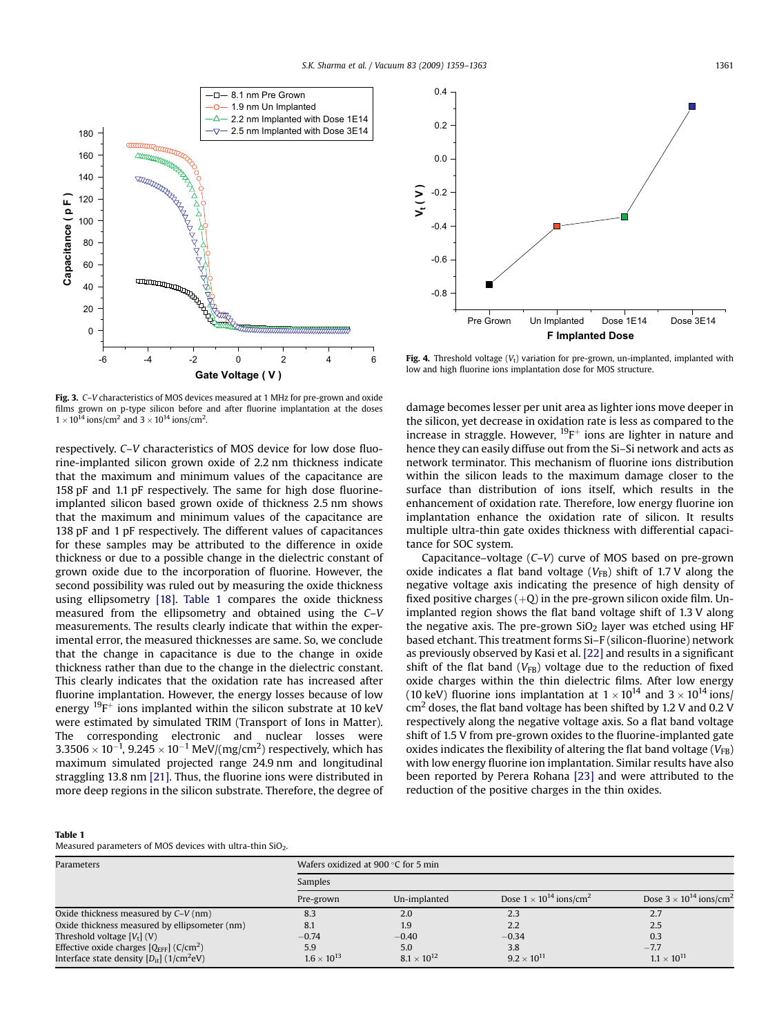Fig. 3. $C$–$V$ characteristics of MOS devices measured at 1 MHz for pre-grown and oxide films grown on p-type silicon before and after fluorine implantation at the doses $1 \times 10^{14}$ ions/cm$^2$ and $3 \times 10^{14}$ ions/cm$^2$.

Fig. 4. Threshold voltage ($V_t$) variation for pre-grown, un-implanted, implanted with low and high fluorine ions implantation dose for MOS structure.

respectively. $C$–$V$ characteristics of MOS device for low dose fluorine-implanted silicon grown oxide of 2.2 nm thickness indicate that the maximum and minimum values of the capacitance are 158 pF and 1.1 pF respectively. The same for high dose fluorine-implanted silicon based grown oxide of thickness 2.5 nm shows that the maximum and minimum values of the capacitance are 138 pF and 1 pF respectively. The different values of capacitances for these samples may be attributed to the difference in oxide thickness or due to a possible change in the dielectric constant of grown oxide due to the incorporation of fluorine. However, the second possibility was ruled out by measuring the oxide thickness using ellipsometry [18]. Table 1 compares the oxide thickness measured from the ellipsometry and obtained using the $C$–$V$ measurements. The results clearly indicate that within the experimental error, the measured thicknesses are same. So, we conclude that the change in capacitance is due to the change in oxide thickness rather than due to the change in the dielectric constant. This clearly indicates that the oxidation rate has increased after fluorine implantation. However, the energy losses because of low energy $^{19}F^{+}$ ions implanted within the silicon substrate at 10 keV were estimated by simulated TRIM (Transport of Ions in Matter). The corresponding electronic and nuclear losses were $3.3506 \times 10^{-1}$, $9.245 \times 10^{-1}$ MeV/(mg/cm$^2$) respectively, which has maximum simulated projected range 24.9 nm and longitudinal straggling 13.8 nm [21]. Thus, the fluorine ions were distributed in more deep regions in the silicon substrate. Therefore, the degree of damage becomes lesser per unit area as lighter ions move deeper in the silicon, yet decrease in oxidation rate is less as compared to the increase in straggle. However, $^{19}F^{+}$ ions are lighter in nature and hence they can easily diffuse out from the Si–Si network and acts as network terminator. This mechanism of fluorine ions distribution within the silicon leads to the maximum damage closer to the surface than distribution of ions itself, which results in the enhancement of oxidation rate. Therefore, low energy fluorine ion implantation enhance the oxidation rate of silicon. It results multiple ultra-thin gate oxides thickness with differential capacitance for SOC system.

Capacitance–voltage ($C$–$V$) curve of MOS based on pre-grown oxide indicates a flat band voltage ($V_{FB}$) shift of 1.7 V along the negative voltage axis indicating the presence of high density of fixed positive charges (+Q) in the pre-grown silicon oxide film. Un-implanted region shows the flat band voltage shift of 1.3 V along the negative axis. The pre-grown $SiO_2$ layer was etched using HF based etchant. This treatment forms Si–F (silicon-fluorine) network as previously observed by Kasi et al. [22] and results in a significant shift of the flat band ($V_{FB}$) voltage due to the reduction of fixed oxide charges within the thin dielectric films. After low energy (10 keV) fluorine ions implantation at $1 \times 10^{14}$ and $3 \times 10^{14}$ ions/cm$^2$ doses, the flat band voltage has been shifted by 1.2 V and 0.2 V respectively along the negative voltage axis. So a flat band voltage shift of 1.5 V from pre-grown oxides to the fluorine-implanted gate oxides indicates the flexibility of altering the flat band voltage ($V_{FB}$) with low energy fluorine ion implantation. Similar results have also been reported by Perera Rohana [23] and were attributed to the reduction of the positive charges in the thin oxides.

**Table 1**
Measured parameters of MOS devices with ultra-thin $SiO_2$.

| Parameters | Wafers oxidized at 900 °C for 5 min | | | |
|---|---|---|---|---|
| | Samples | | | |
| | Pre-grown | Un-implanted | Dose $1 \times 10^{14}$ ions/cm$^2$ | Dose $3 \times 10^{14}$ ions/cm$^2$ |
| Oxide thickness measured by $C$–$V$ (nm) | 8.3 | 2.0 | 2.3 | 2.7 |
| Oxide thickness measured by ellipsometer (nm) | 8.1 | 1.9 | 2.2 | 2.5 |
| Threshold voltage [$V_t$] (V) | −0.74 | −0.40 | −0.34 | 0.3 |
| Effective oxide charges [$Q_{EFF}$] (C/cm$^2$) | 5.9 | 5.0 | 3.8 | −7.7 |
| Interface state density [$D_{it}$] (1/cm$^2$eV) | $1.6 \times 10^{13}$ | $8.1 \times 10^{12}$ | $9.2 \times 10^{11}$ | $1.1 \times 10^{11}$ |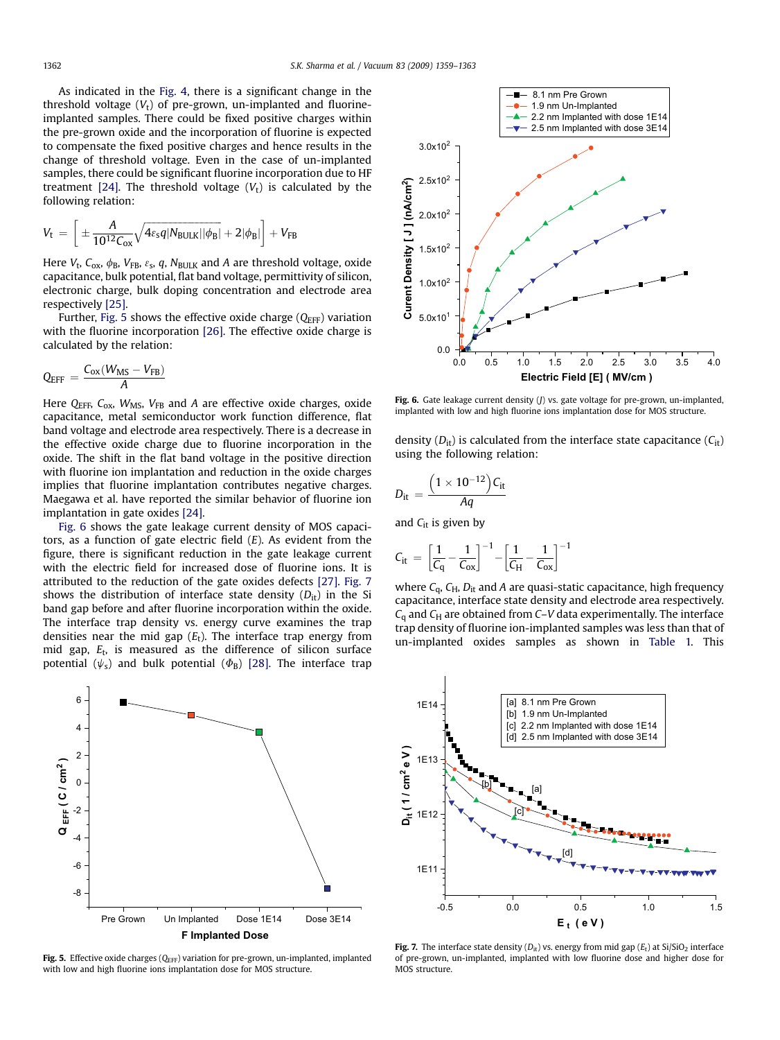As indicated in the Fig. 4, there is a significant change in the threshold voltage ($V_t$) of pre-grown, un-implanted and fluorine-implanted samples. There could be fixed positive charges within the pre-grown oxide and the incorporation of fluorine is expected to compensate the fixed positive charges and hence results in the change of threshold voltage. Even in the case of un-implanted samples, there could be significant fluorine incorporation due to HF treatment [24]. The threshold voltage ($V_t$) is calculated by the following relation:

$$V_t = \left[ \pm \frac{A}{10^{12} C_{ox}} \sqrt{4\varepsilon_s q |N_{BULK}||\phi_B|} + 2|\phi_B| \right] + V_{FB}$$

Here $V_t$, $C_{ox}$, $\phi_B$, $V_{FB}$, $\varepsilon_s$, $q$, $N_{BULK}$ and $A$ are threshold voltage, oxide capacitance, bulk potential, flat band voltage, permittivity of silicon, electronic charge, bulk doping concentration and electrode area respectively [25].

Further, Fig. 5 shows the effective oxide charge ($Q_{EFF}$) variation with the fluorine incorporation [26]. The effective oxide charge is calculated by the relation:

$$Q_{EFF} = \frac{C_{ox}(W_{MS} - V_{FB})}{A}$$

Here $Q_{EFF}$, $C_{ox}$, $W_{MS}$, $V_{FB}$ and $A$ are effective oxide charges, oxide capacitance, metal semiconductor work function difference, flat band voltage and electrode area respectively. There is a decrease in the effective oxide charge due to fluorine incorporation in the oxide. The shift in the flat band voltage in the positive direction with fluorine ion implantation and reduction in the oxide charges implies that fluorine implantation contributes negative charges. Maegawa et al. have reported the similar behavior of fluorine ion implantation in gate oxides [24].

Fig. 6 shows the gate leakage current density of MOS capacitors, as a function of gate electric field ($E$). As evident from the figure, there is significant reduction in the gate leakage current with the electric field for increased dose of fluorine ions. It is attributed to the reduction of the gate oxides defects [27]. Fig. 7 shows the distribution of interface state density ($D_{it}$) in the Si band gap before and after fluorine incorporation within the oxide. The interface trap density vs. energy curve examines the trap densities near the mid gap ($E_t$). The interface trap energy from mid gap, $E_t$, is measured as the difference of silicon surface potential ($\psi_s$) and bulk potential ($\Phi_B$) [28]. The interface trap density ($D_{it}$) is calculated from the interface state capacitance ($C_{it}$) using the following relation:

$$D_{it} = \frac{\left(1 \times 10^{-12}\right) C_{it}}{Aq}$$

and $C_{it}$ is given by

$$C_{it} = \left[\frac{1}{C_q} - \frac{1}{C_{ox}}\right]^{-1} - \left[\frac{1}{C_H} - \frac{1}{C_{ox}}\right]^{-1}$$

where $C_q$, $C_H$, $D_{it}$ and $A$ are quasi-static capacitance, high frequency capacitance, interface state density and electrode area respectively. $C_q$ and $C_H$ are obtained from $C$–$V$ data experimentally. The interface trap density of fluorine ion-implanted samples was less than that of un-implanted oxides samples as shown in Table 1. This

**Fig. 5.** Effective oxide charges ($Q_{EFF}$) variation for pre-grown, un-implanted, implanted with low and high fluorine ions implantation dose for MOS structure.

**Fig. 6.** Gate leakage current density ($J$) vs. gate voltage for pre-grown, un-implanted, implanted with low and high fluorine ions implantation dose for MOS structure.

**Fig. 7.** The interface state density ($D_{it}$) vs. energy from mid gap ($E_t$) at Si/SiO$_2$ interface of pre-grown, un-implanted, implanted with low fluorine dose and higher dose for MOS structure.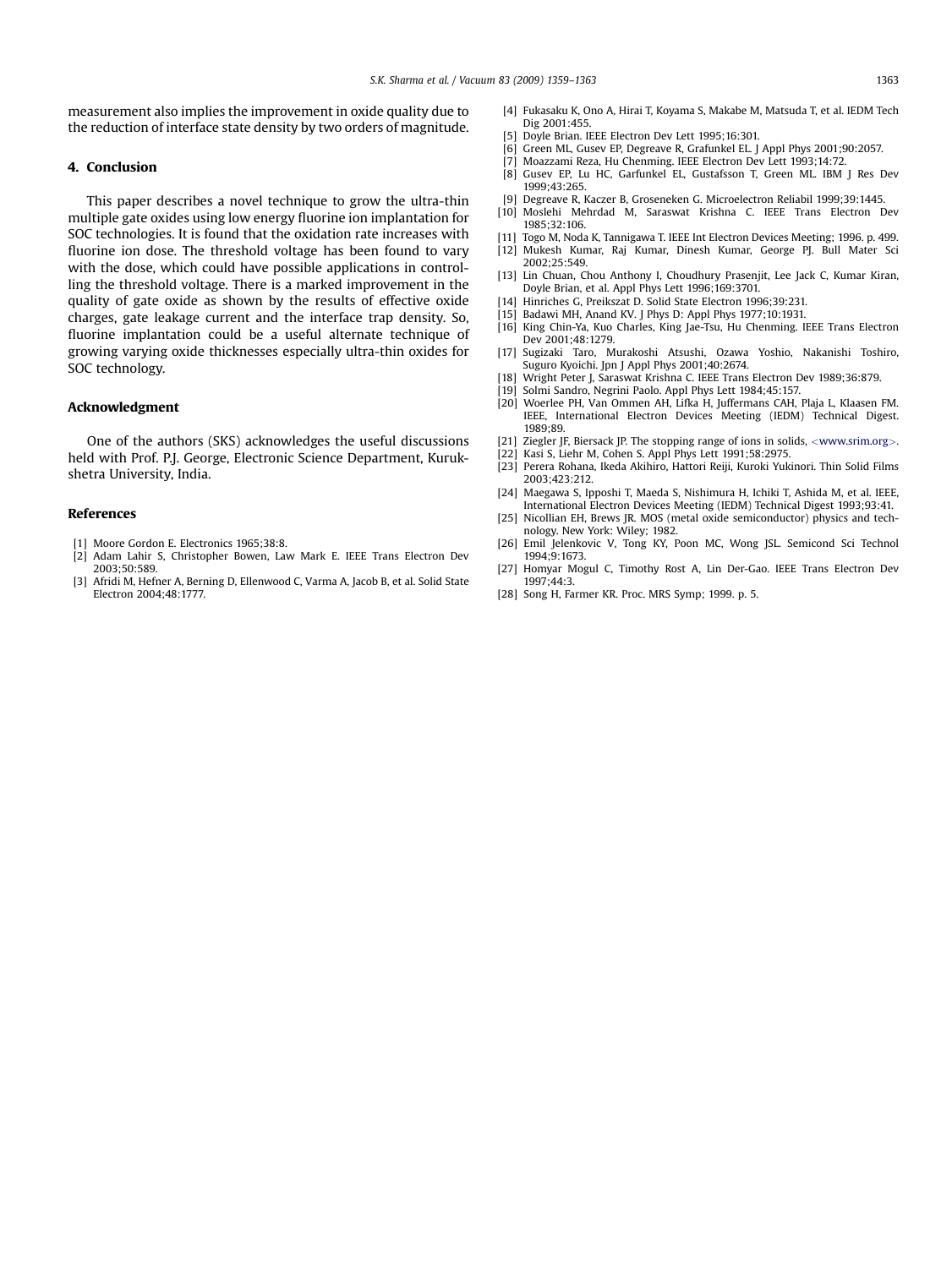measurement also implies the improvement in oxide quality due to the reduction of interface state density by two orders of magnitude.

## 4. Conclusion

This paper describes a novel technique to grow the ultra-thin multiple gate oxides using low energy fluorine ion implantation for SOC technologies. It is found that the oxidation rate increases with fluorine ion dose. The threshold voltage has been found to vary with the dose, which could have possible applications in controlling the threshold voltage. There is a marked improvement in the quality of gate oxide as shown by the results of effective oxide charges, gate leakage current and the interface trap density. So, fluorine implantation could be a useful alternate technique of growing varying oxide thicknesses especially ultra-thin oxides for SOC technology.

## Acknowledgment

One of the authors (SKS) acknowledges the useful discussions held with Prof. P.J. George, Electronic Science Department, Kurukshetra University, India.

## References

[1] Moore Gordon E. Electronics 1965;38:8.
[2] Adam Lahir S, Christopher Bowen, Law Mark E. IEEE Trans Electron Dev 2003;50:589.
[3] Afridi M, Hefner A, Berning D, Ellenwood C, Varma A, Jacob B, et al. Solid State Electron 2004;48:1777.
[4] Fukasaku K, Ono A, Hirai T, Koyama S, Makabe M, Matsuda T, et al. IEDM Tech Dig 2001:455.
[5] Doyle Brian. IEEE Electron Dev Lett 1995;16:301.
[6] Green ML, Gusev EP, Degreave R, Grafunkel EL. J Appl Phys 2001;90:2057.
[7] Moazzami Reza, Hu Chenming. IEEE Electron Dev Lett 1993;14:72.
[8] Gusev EP, Lu HC, Garfunkel EL, Gustafsson T, Green ML. IBM J Res Dev 1999;43:265.
[9] Degreave R, Kaczer B, Groseneken G. Microelectron Reliabil 1999;39:1445.
[10] Moslehi Mehrdad M, Saraswat Krishna C. IEEE Trans Electron Dev 1985;32:106.
[11] Togo M, Noda K, Tannigawa T. IEEE Int Electron Devices Meeting; 1996. p. 499.
[12] Mukesh Kumar, Raj Kumar, Dinesh Kumar, George PJ. Bull Mater Sci 2002;25:549.
[13] Lin Chuan, Chou Anthony I, Choudhury Prasenjit, Lee Jack C, Kumar Kiran, Doyle Brian, et al. Appl Phys Lett 1996;169:3701.
[14] Hinriches G, Preikszat D. Solid State Electron 1996;39:231.
[15] Badawi MH, Anand KV. J Phys D: Appl Phys 1977;10:1931.
[16] King Chin-Ya, Kuo Charles, King Jae-Tsu, Hu Chenming. IEEE Trans Electron Dev 2001;48:1279.
[17] Sugizaki Taro, Murakoshi Atsushi, Ozawa Yoshio, Nakanishi Toshiro, Suguro Kyoichi. Jpn J Appl Phys 2001;40:2674.
[18] Wright Peter J, Saraswat Krishna C. IEEE Trans Electron Dev 1989;36:879.
[19] Solmi Sandro, Negrini Paolo. Appl Phys Lett 1984;45:157.
[20] Woerlee PH, Van Ommen AH, Lifka H, Juffermans CAH, Plaja L, Klaasen FM. IEEE, International Electron Devices Meeting (IEDM) Technical Digest. 1989;89.
[21] Ziegler JF, Biersack JP. The stopping range of ions in solids, <www.srim.org>.
[22] Kasi S, Liehr M, Cohen S. Appl Phys Lett 1991;58:2975.
[23] Perera Rohana, Ikeda Akihiro, Hattori Reiji, Kuroki Yukinori. Thin Solid Films 2003;423:212.
[24] Maegawa S, Ipposhi T, Maeda S, Nishimura H, Ichiki T, Ashida M, et al. IEEE, International Electron Devices Meeting (IEDM) Technical Digest 1993;93:41.
[25] Nicollian EH, Brews JR. MOS (metal oxide semiconductor) physics and technology. New York: Wiley; 1982.
[26] Emil Jelenkovic V, Tong KY, Poon MC, Wong JSL. Semicond Sci Technol 1994;9:1673.
[27] Homyar Mogul C, Timothy Rost A, Lin Der-Gao. IEEE Trans Electron Dev 1997;44:3.
[28] Song H, Farmer KR. Proc. MRS Symp; 1999. p. 5.